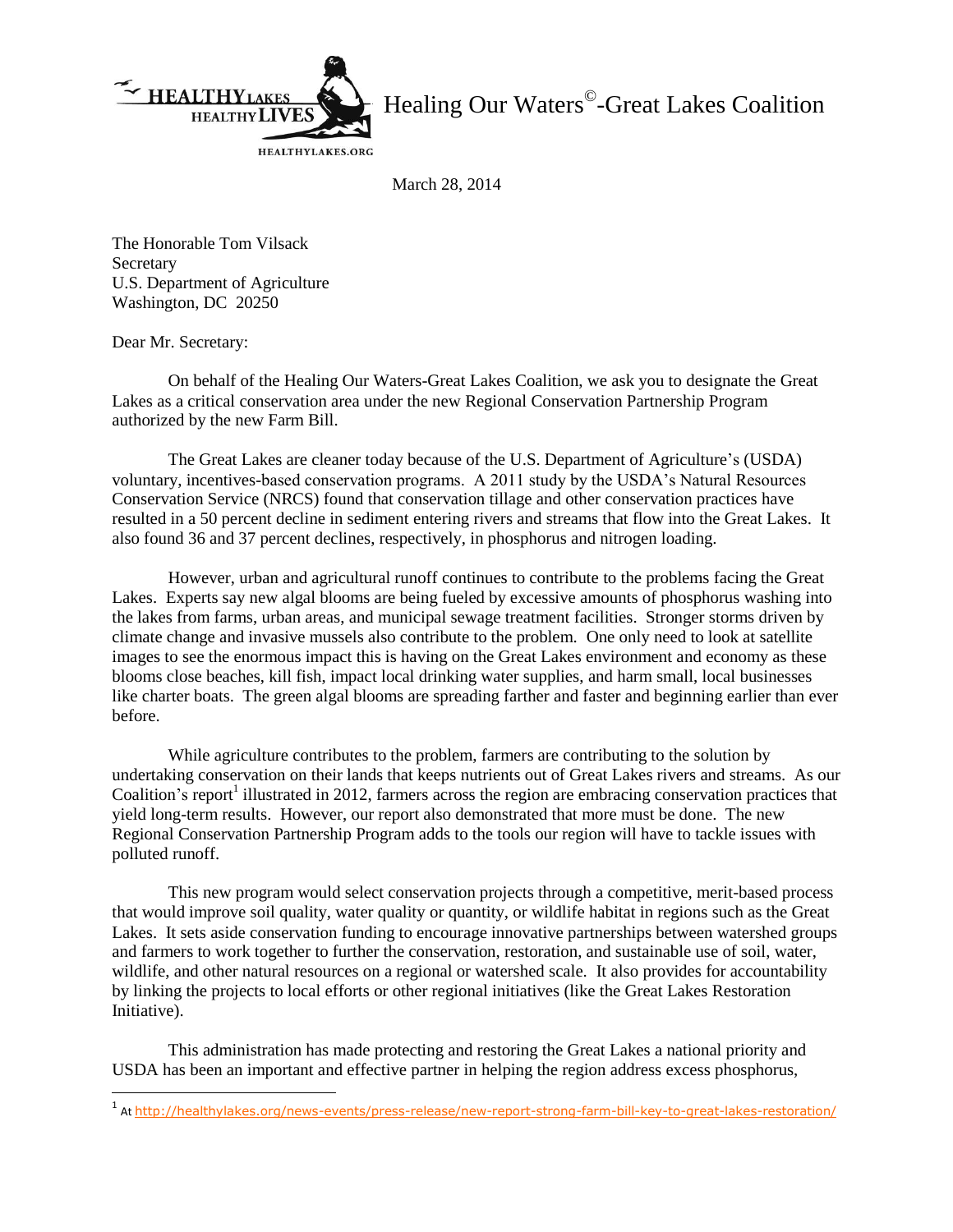HEALTHY LAKES HEALTHY LIVES

HEALTHYLAKES.ORG

Healing Our Waters©-Great Lakes Coalition

March 28, 2014

The Honorable Tom Vilsack
Secretary
U.S. Department of Agriculture
Washington, DC 20250

Dear Mr. Secretary:

On behalf of the Healing Our Waters-Great Lakes Coalition, we ask you to designate the Great Lakes as a critical conservation area under the new Regional Conservation Partnership Program authorized by the new Farm Bill.

The Great Lakes are cleaner today because of the U.S. Department of Agriculture's (USDA) voluntary, incentives-based conservation programs. A 2011 study by the USDA's Natural Resources Conservation Service (NRCS) found that conservation tillage and other conservation practices have resulted in a 50 percent decline in sediment entering rivers and streams that flow into the Great Lakes. It also found 36 and 37 percent declines, respectively, in phosphorus and nitrogen loading.

However, urban and agricultural runoff continues to contribute to the problems facing the Great Lakes. Experts say new algal blooms are being fueled by excessive amounts of phosphorus washing into the lakes from farms, urban areas, and municipal sewage treatment facilities. Stronger storms driven by climate change and invasive mussels also contribute to the problem. One only need to look at satellite images to see the enormous impact this is having on the Great Lakes environment and economy as these blooms close beaches, kill fish, impact local drinking water supplies, and harm small, local businesses like charter boats. The green algal blooms are spreading farther and faster and beginning earlier than ever before.

While agriculture contributes to the problem, farmers are contributing to the solution by undertaking conservation on their lands that keeps nutrients out of Great Lakes rivers and streams. As our Coalition's report[1] illustrated in 2012, farmers across the region are embracing conservation practices that yield long-term results. However, our report also demonstrated that more must be done. The new Regional Conservation Partnership Program adds to the tools our region will have to tackle issues with polluted runoff.

This new program would select conservation projects through a competitive, merit-based process that would improve soil quality, water quality or quantity, or wildlife habitat in regions such as the Great Lakes. It sets aside conservation funding to encourage innovative partnerships between watershed groups and farmers to work together to further the conservation, restoration, and sustainable use of soil, water, wildlife, and other natural resources on a regional or watershed scale. It also provides for accountability by linking the projects to local efforts or other regional initiatives (like the Great Lakes Restoration Initiative).

This administration has made protecting and restoring the Great Lakes a national priority and USDA has been an important and effective partner in helping the region address excess phosphorus,

---

[1] At http://healthylakes.org/news-events/press-release/new-report-strong-farm-bill-key-to-great-lakes-restoration/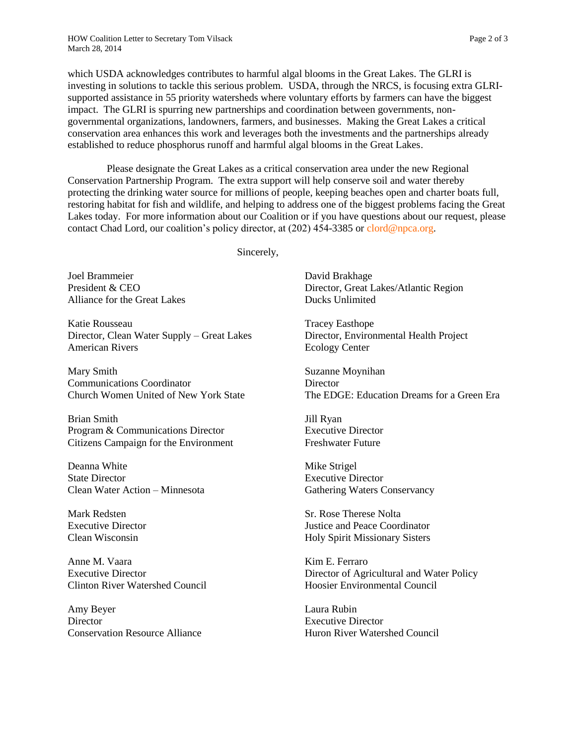which USDA acknowledges contributes to harmful algal blooms in the Great Lakes. The GLRI is investing in solutions to tackle this serious problem. USDA, through the NRCS, is focusing extra GLRI-supported assistance in 55 priority watersheds where voluntary efforts by farmers can have the biggest impact. The GLRI is spurring new partnerships and coordination between governments, non-governmental organizations, landowners, farmers, and businesses. Making the Great Lakes a critical conservation area enhances this work and leverages both the investments and the partnerships already established to reduce phosphorus runoff and harmful algal blooms in the Great Lakes.

Please designate the Great Lakes as a critical conservation area under the new Regional Conservation Partnership Program. The extra support will help conserve soil and water thereby protecting the drinking water source for millions of people, keeping beaches open and charter boats full, restoring habitat for fish and wildlife, and helping to address one of the biggest problems facing the Great Lakes today. For more information about our Coalition or if you have questions about our request, please contact Chad Lord, our coalition's policy director, at (202) 454-3385 or clord@npca.org.

Sincerely,

Joel Brammeier
President & CEO
Alliance for the Great Lakes

Katie Rousseau
Director, Clean Water Supply – Great Lakes
American Rivers

Mary Smith
Communications Coordinator
Church Women United of New York State

Brian Smith
Program & Communications Director
Citizens Campaign for the Environment

Deanna White
State Director
Clean Water Action – Minnesota

Mark Redsten
Executive Director
Clean Wisconsin

Anne M. Vaara
Executive Director
Clinton River Watershed Council

Amy Beyer
Director
Conservation Resource Alliance

David Brakhage
Director, Great Lakes/Atlantic Region
Ducks Unlimited

Tracey Easthope
Director, Environmental Health Project
Ecology Center

Suzanne Moynihan
Director
The EDGE: Education Dreams for a Green Era

Jill Ryan
Executive Director
Freshwater Future

Mike Strigel
Executive Director
Gathering Waters Conservancy

Sr. Rose Therese Nolta
Justice and Peace Coordinator
Holy Spirit Missionary Sisters

Kim E. Ferraro
Director of Agricultural and Water Policy
Hoosier Environmental Council

Laura Rubin
Executive Director
Huron River Watershed Council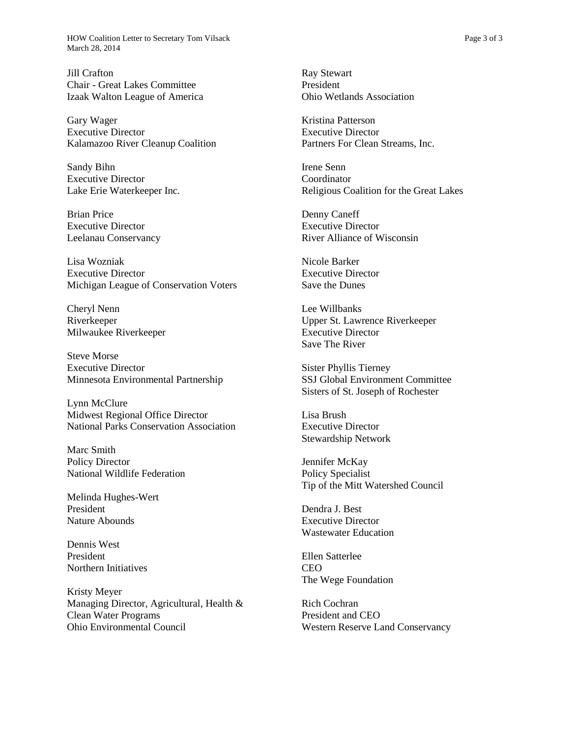Jill Crafton
Chair - Great Lakes Committee
Izaak Walton League of America

Gary Wager
Executive Director
Kalamazoo River Cleanup Coalition

Sandy Bihn
Executive Director
Lake Erie Waterkeeper Inc.

Brian Price
Executive Director
Leelanau Conservancy

Lisa Wozniak
Executive Director
Michigan League of Conservation Voters

Cheryl Nenn
Riverkeeper
Milwaukee Riverkeeper

Steve Morse
Executive Director
Minnesota Environmental Partnership

Lynn McClure
Midwest Regional Office Director
National Parks Conservation Association

Marc Smith
Policy Director
National Wildlife Federation

Melinda Hughes-Wert
President
Nature Abounds

Dennis West
President
Northern Initiatives

Kristy Meyer
Managing Director, Agricultural, Health & Clean Water Programs
Ohio Environmental Council

Ray Stewart
President
Ohio Wetlands Association

Kristina Patterson
Executive Director
Partners For Clean Streams, Inc.

Irene Senn
Coordinator
Religious Coalition for the Great Lakes

Denny Caneff
Executive Director
River Alliance of Wisconsin

Nicole Barker
Executive Director
Save the Dunes

Lee Willbanks
Upper St. Lawrence Riverkeeper
Executive Director
Save The River

Sister Phyllis Tierney
SSJ Global Environment Committee
Sisters of St. Joseph of Rochester

Lisa Brush
Executive Director
Stewardship Network

Jennifer McKay
Policy Specialist
Tip of the Mitt Watershed Council

Dendra J. Best
Executive Director
Wastewater Education

Ellen Satterlee
CEO
The Wege Foundation

Rich Cochran
President and CEO
Western Reserve Land Conservancy